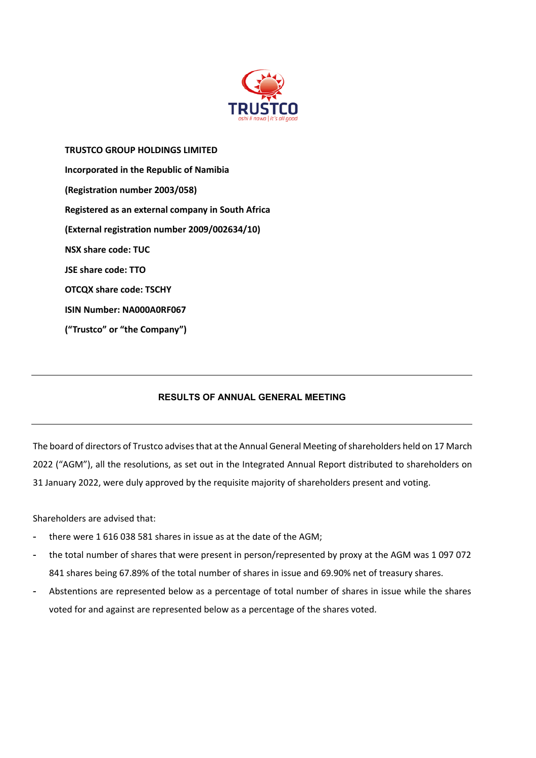**TRUSTCO GROUP HOLDINGS LIMITED**

**Incorporated in the Republic of Namibia**

**(Registration number 2003/058)**

**Registered as an external company in South Africa**

**(External registration number 2009/002634/10)**

**NSX share code: TUC**

**JSE share code: TTO**

**OTCQX share code: TSCHY**

**ISIN Number: NA000A0RF067**

**("Trustco" or "the Company")**

---

## RESULTS OF ANNUAL GENERAL MEETING

---

The board of directors of Trustco advises that at the Annual General Meeting of shareholders held on 17 March 2022 ("AGM"), all the resolutions, as set out in the Integrated Annual Report distributed to shareholders on 31 January 2022, were duly approved by the requisite majority of shareholders present and voting.

Shareholders are advised that:

- there were 1 616 038 581 shares in issue as at the date of the AGM;
- the total number of shares that were present in person/represented by proxy at the AGM was 1 097 072 841 shares being 67.89% of the total number of shares in issue and 69.90% net of treasury shares.
- Abstentions are represented below as a percentage of total number of shares in issue while the shares voted for and against are represented below as a percentage of the shares voted.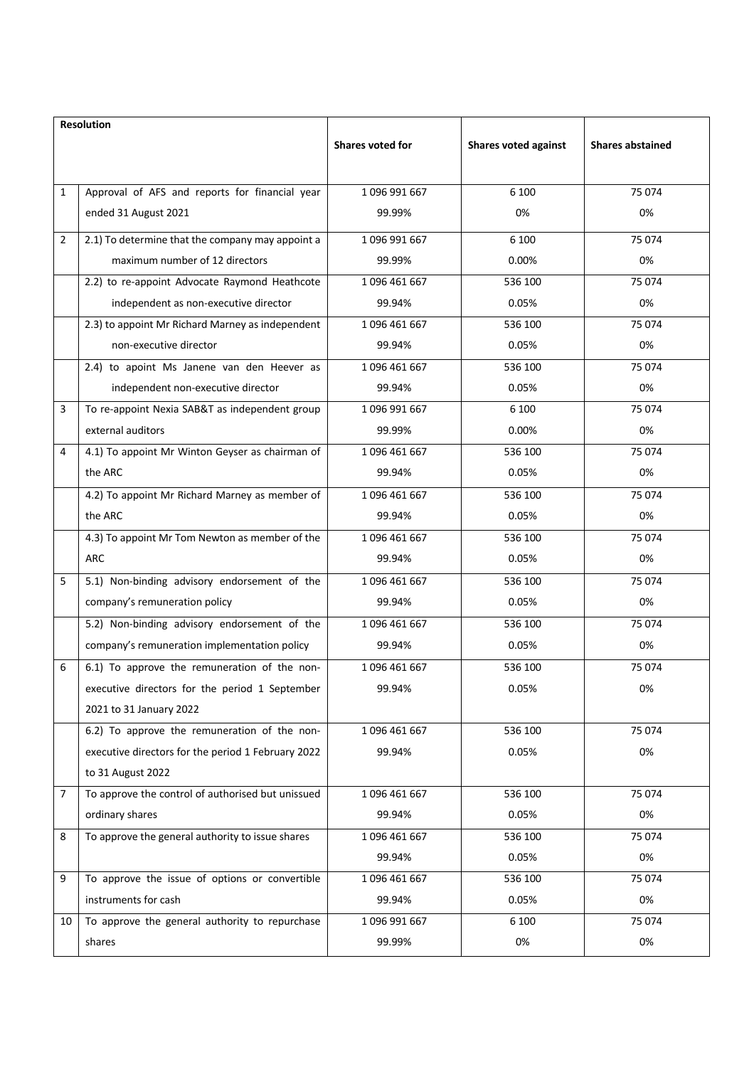| Resolution | | Shares voted for | Shares voted against | Shares abstained |
|---|---|---|---|---|
| 1 | Approval of AFS and reports for financial year ended 31 August 2021 | 1 096 991 667<br>99.99% | 6 100<br>0% | 75 074<br>0% |
| 2 | 2.1) To determine that the company may appoint a maximum number of 12 directors | 1 096 991 667<br>99.99% | 6 100<br>0.00% | 75 074<br>0% |
| | 2.2) to re-appoint Advocate Raymond Heathcote independent as non-executive director | 1 096 461 667<br>99.94% | 536 100<br>0.05% | 75 074<br>0% |
| | 2.3) to appoint Mr Richard Marney as independent non-executive director | 1 096 461 667<br>99.94% | 536 100<br>0.05% | 75 074<br>0% |
| | 2.4) to apoint Ms Janene van den Heever as independent non-executive director | 1 096 461 667<br>99.94% | 536 100<br>0.05% | 75 074<br>0% |
| 3 | To re-appoint Nexia SAB&T as independent group external auditors | 1 096 991 667<br>99.99% | 6 100<br>0.00% | 75 074<br>0% |
| 4 | 4.1) To appoint Mr Winton Geyser as chairman of the ARC | 1 096 461 667<br>99.94% | 536 100<br>0.05% | 75 074<br>0% |
| | 4.2) To appoint Mr Richard Marney as member of the ARC | 1 096 461 667<br>99.94% | 536 100<br>0.05% | 75 074<br>0% |
| | 4.3) To appoint Mr Tom Newton as member of the ARC | 1 096 461 667<br>99.94% | 536 100<br>0.05% | 75 074<br>0% |
| 5 | 5.1) Non-binding advisory endorsement of the company's remuneration policy | 1 096 461 667<br>99.94% | 536 100<br>0.05% | 75 074<br>0% |
| | 5.2) Non-binding advisory endorsement of the company's remuneration implementation policy | 1 096 461 667<br>99.94% | 536 100<br>0.05% | 75 074<br>0% |
| 6 | 6.1) To approve the remuneration of the non-executive directors for the period 1 September 2021 to 31 January 2022 | 1 096 461 667<br>99.94% | 536 100<br>0.05% | 75 074<br>0% |
| | 6.2) To approve the remuneration of the non-executive directors for the period 1 February 2022 to 31 August 2022 | 1 096 461 667<br>99.94% | 536 100<br>0.05% | 75 074<br>0% |
| 7 | To approve the control of authorised but unissued ordinary shares | 1 096 461 667<br>99.94% | 536 100<br>0.05% | 75 074<br>0% |
| 8 | To approve the general authority to issue shares | 1 096 461 667<br>99.94% | 536 100<br>0.05% | 75 074<br>0% |
| 9 | To approve the issue of options or convertible instruments for cash | 1 096 461 667<br>99.94% | 536 100<br>0.05% | 75 074<br>0% |
| 10 | To approve the general authority to repurchase shares | 1 096 991 667<br>99.99% | 6 100<br>0% | 75 074<br>0% |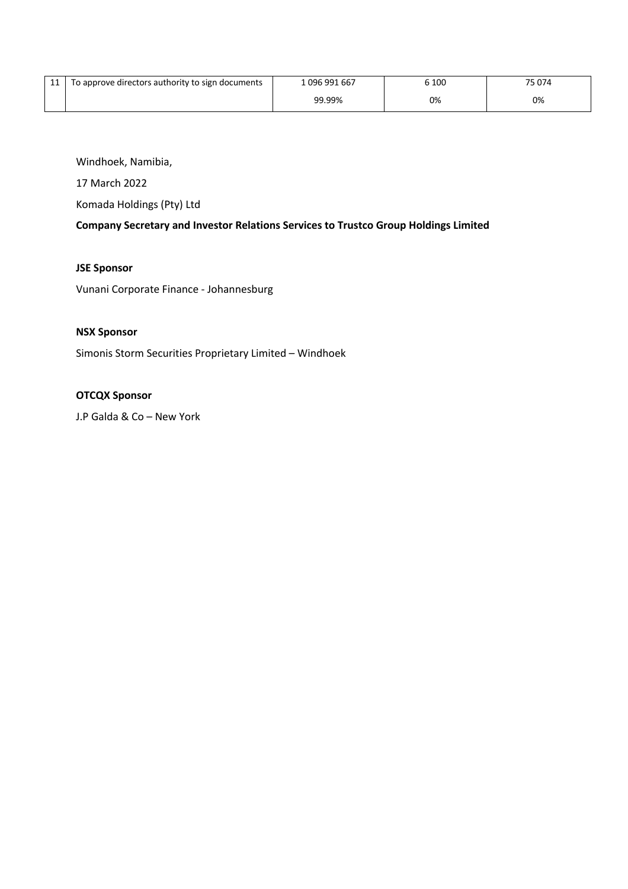| | | | | |
|---|---|---|---|---|
| 11 | To approve directors authority to sign documents | 1 096 991 667 | 6 100 | 75 074 |
| | | 99.99% | 0% | 0% |

Windhoek, Namibia,

17 March 2022

Komada Holdings (Pty) Ltd

**Company Secretary and Investor Relations Services to Trustco Group Holdings Limited**

**JSE Sponsor**

Vunani Corporate Finance - Johannesburg

**NSX Sponsor**

Simonis Storm Securities Proprietary Limited – Windhoek

**OTCQX Sponsor**

J.P Galda & Co – New York